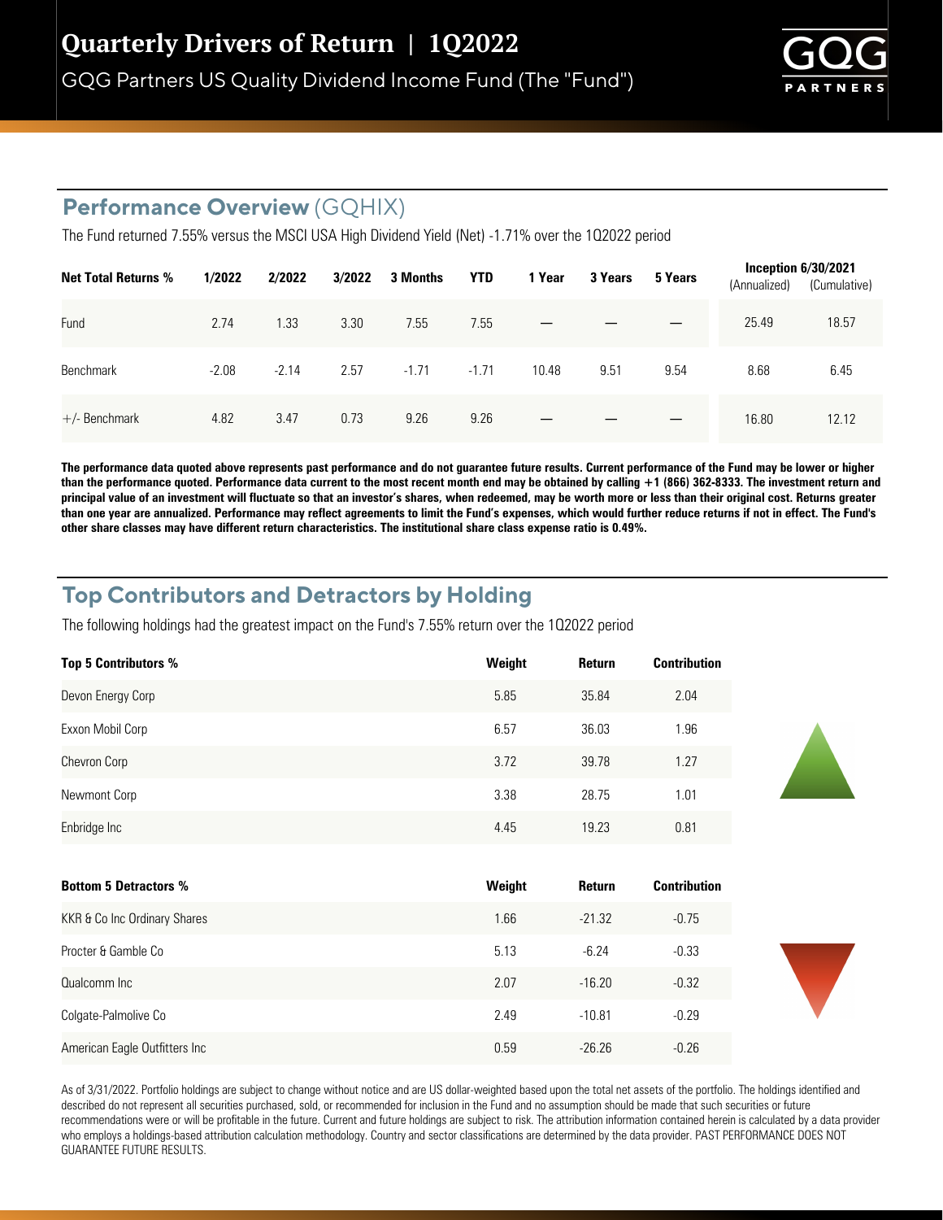# Quarterly Drivers of Return | 1Q2022

GQG Partners US Quality Dividend Income Fund (The "Fund")

## Performance Overview (GQHIX)

The Fund returned 7.55% versus the MSCI USA High Dividend Yield (Net) -1.71% over the 1Q2022 period

| Net Total Returns % | 1/2022 | 2/2022 | 3/2022 | 3 Months | YTD | 1 Year | 3 Years | 5 Years | Inception 6/30/2021 (Annualized) | (Cumulative) |
|---|---|---|---|---|---|---|---|---|---|---|
| Fund | 2.74 | 1.33 | 3.30 | 7.55 | 7.55 | — | — | — | 25.49 | 18.57 |
| Benchmark | -2.08 | -2.14 | 2.57 | -1.71 | -1.71 | 10.48 | 9.51 | 9.54 | 8.68 | 6.45 |
| +/- Benchmark | 4.82 | 3.47 | 0.73 | 9.26 | 9.26 | — | — | — | 16.80 | 12.12 |

**The performance data quoted above represents past performance and do not guarantee future results. Current performance of the Fund may be lower or higher than the performance quoted. Performance data current to the most recent month end may be obtained by calling +1 (866) 362-8333. The investment return and principal value of an investment will fluctuate so that an investor's shares, when redeemed, may be worth more or less than their original cost. Returns greater than one year are annualized. Performance may reflect agreements to limit the Fund's expenses, which would further reduce returns if not in effect. The Fund's other share classes may have different return characteristics. The institutional share class expense ratio is 0.49%.**

## Top Contributors and Detractors by Holding

The following holdings had the greatest impact on the Fund's 7.55% return over the 1Q2022 period

| Top 5 Contributors % | Weight | Return | Contribution |
|---|---|---|---|
| Devon Energy Corp | 5.85 | 35.84 | 2.04 |
| Exxon Mobil Corp | 6.57 | 36.03 | 1.96 |
| Chevron Corp | 3.72 | 39.78 | 1.27 |
| Newmont Corp | 3.38 | 28.75 | 1.01 |
| Enbridge Inc | 4.45 | 19.23 | 0.81 |

| Bottom 5 Detractors % | Weight | Return | Contribution |
|---|---|---|---|
| KKR & Co Inc Ordinary Shares | 1.66 | -21.32 | -0.75 |
| Procter & Gamble Co | 5.13 | -6.24 | -0.33 |
| Qualcomm Inc | 2.07 | -16.20 | -0.32 |
| Colgate-Palmolive Co | 2.49 | -10.81 | -0.29 |
| American Eagle Outfitters Inc | 0.59 | -26.26 | -0.26 |

As of 3/31/2022. Portfolio holdings are subject to change without notice and are US dollar-weighted based upon the total net assets of the portfolio. The holdings identified and described do not represent all securities purchased, sold, or recommended for inclusion in the Fund and no assumption should be made that such securities or future recommendations were or will be profitable in the future. Current and future holdings are subject to risk. The attribution information contained herein is calculated by a data provider who employs a holdings-based attribution calculation methodology. Country and sector classifications are determined by the data provider. PAST PERFORMANCE DOES NOT GUARANTEE FUTURE RESULTS.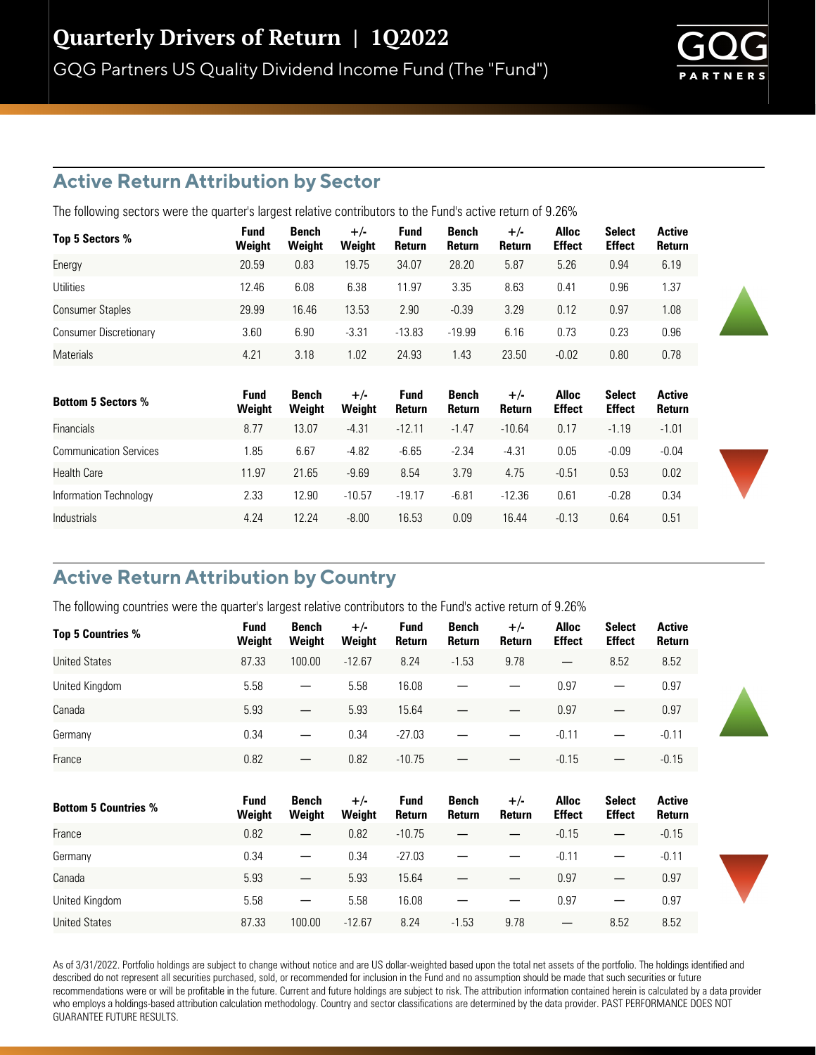# Quarterly Drivers of Return | 1Q2022

GQG Partners US Quality Dividend Income Fund (The "Fund")

## Active Return Attribution by Sector

The following sectors were the quarter's largest relative contributors to the Fund's active return of 9.26%

| Top 5 Sectors % | Fund Weight | Bench Weight | +/- Weight | Fund Return | Bench Return | +/- Return | Alloc Effect | Select Effect | Active Return |
|---|---|---|---|---|---|---|---|---|---|
| Energy | 20.59 | 0.83 | 19.75 | 34.07 | 28.20 | 5.87 | 5.26 | 0.94 | 6.19 |
| Utilities | 12.46 | 6.08 | 6.38 | 11.97 | 3.35 | 8.63 | 0.41 | 0.96 | 1.37 |
| Consumer Staples | 29.99 | 16.46 | 13.53 | 2.90 | -0.39 | 3.29 | 0.12 | 0.97 | 1.08 |
| Consumer Discretionary | 3.60 | 6.90 | -3.31 | -13.83 | -19.99 | 6.16 | 0.73 | 0.23 | 0.96 |
| Materials | 4.21 | 3.18 | 1.02 | 24.93 | 1.43 | 23.50 | -0.02 | 0.80 | 0.78 |

| Bottom 5 Sectors % | Fund Weight | Bench Weight | +/- Weight | Fund Return | Bench Return | +/- Return | Alloc Effect | Select Effect | Active Return |
|---|---|---|---|---|---|---|---|---|---|
| Financials | 8.77 | 13.07 | -4.31 | -12.11 | -1.47 | -10.64 | 0.17 | -1.19 | -1.01 |
| Communication Services | 1.85 | 6.67 | -4.82 | -6.65 | -2.34 | -4.31 | 0.05 | -0.09 | -0.04 |
| Health Care | 11.97 | 21.65 | -9.69 | 8.54 | 3.79 | 4.75 | -0.51 | 0.53 | 0.02 |
| Information Technology | 2.33 | 12.90 | -10.57 | -19.17 | -6.81 | -12.36 | 0.61 | -0.28 | 0.34 |
| Industrials | 4.24 | 12.24 | -8.00 | 16.53 | 0.09 | 16.44 | -0.13 | 0.64 | 0.51 |

## Active Return Attribution by Country

The following countries were the quarter's largest relative contributors to the Fund's active return of 9.26%

| Top 5 Countries % | Fund Weight | Bench Weight | +/- Weight | Fund Return | Bench Return | +/- Return | Alloc Effect | Select Effect | Active Return |
|---|---|---|---|---|---|---|---|---|---|
| United States | 87.33 | 100.00 | -12.67 | 8.24 | -1.53 | 9.78 | — | 8.52 | 8.52 |
| United Kingdom | 5.58 | — | 5.58 | 16.08 | — | — | 0.97 | — | 0.97 |
| Canada | 5.93 | — | 5.93 | 15.64 | — | — | 0.97 | — | 0.97 |
| Germany | 0.34 | — | 0.34 | -27.03 | — | — | -0.11 | — | -0.11 |
| France | 0.82 | — | 0.82 | -10.75 | — | — | -0.15 | — | -0.15 |

| Bottom 5 Countries % | Fund Weight | Bench Weight | +/- Weight | Fund Return | Bench Return | +/- Return | Alloc Effect | Select Effect | Active Return |
|---|---|---|---|---|---|---|---|---|---|
| France | 0.82 | — | 0.82 | -10.75 | — | — | -0.15 | — | -0.15 |
| Germany | 0.34 | — | 0.34 | -27.03 | — | — | -0.11 | — | -0.11 |
| Canada | 5.93 | — | 5.93 | 15.64 | — | — | 0.97 | — | 0.97 |
| United Kingdom | 5.58 | — | 5.58 | 16.08 | — | — | 0.97 | — | 0.97 |
| United States | 87.33 | 100.00 | -12.67 | 8.24 | -1.53 | 9.78 | — | 8.52 | 8.52 |

As of 3/31/2022. Portfolio holdings are subject to change without notice and are US dollar-weighted based upon the total net assets of the portfolio. The holdings identified and described do not represent all securities purchased, sold, or recommended for inclusion in the Fund and no assumption should be made that such securities or future recommendations were or will be profitable in the future. Current and future holdings are subject to risk. The attribution information contained herein is calculated by a data provider who employs a holdings-based attribution calculation methodology. Country and sector classifications are determined by the data provider. PAST PERFORMANCE DOES NOT GUARANTEE FUTURE RESULTS.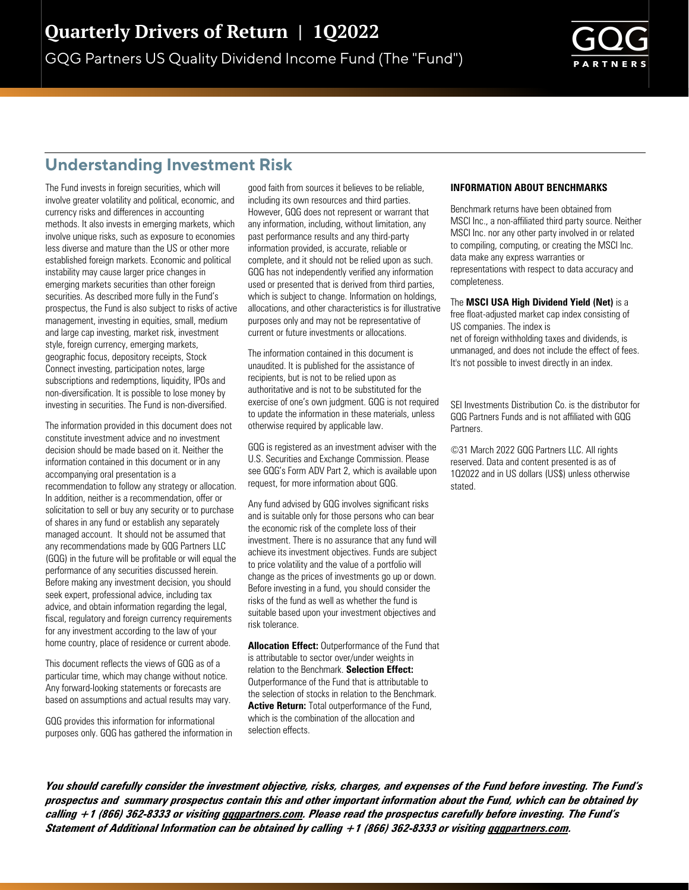# Quarterly Drivers of Return | 1Q2022

GQG Partners US Quality Dividend Income Fund (The "Fund")

## Understanding Investment Risk

The Fund invests in foreign securities, which will involve greater volatility and political, economic, and currency risks and differences in accounting methods. It also invests in emerging markets, which involve unique risks, such as exposure to economies less diverse and mature than the US or other more established foreign markets. Economic and political instability may cause larger price changes in emerging markets securities than other foreign securities. As described more fully in the Fund's prospectus, the Fund is also subject to risks of active management, investing in equities, small, medium and large cap investing, market risk, investment style, foreign currency, emerging markets, geographic focus, depository receipts, Stock Connect investing, participation notes, large subscriptions and redemptions, liquidity, IPOs and non-diversification. It is possible to lose money by investing in securities. The Fund is non-diversified.

The information provided in this document does not constitute investment advice and no investment decision should be made based on it. Neither the information contained in this document or in any accompanying oral presentation is a recommendation to follow any strategy or allocation. In addition, neither is a recommendation, offer or solicitation to sell or buy any security or to purchase of shares in any fund or establish any separately managed account. It should not be assumed that any recommendations made by GQG Partners LLC (GQG) in the future will be profitable or will equal the performance of any securities discussed herein. Before making any investment decision, you should seek expert, professional advice, including tax advice, and obtain information regarding the legal, fiscal, regulatory and foreign currency requirements for any investment according to the law of your home country, place of residence or current abode.

This document reflects the views of GQG as of a particular time, which may change without notice. Any forward-looking statements or forecasts are based on assumptions and actual results may vary.

GQG provides this information for informational purposes only. GQG has gathered the information in good faith from sources it believes to be reliable, including its own resources and third parties. However, GQG does not represent or warrant that any information, including, without limitation, any past performance results and any third-party information provided, is accurate, reliable or complete, and it should not be relied upon as such. GQG has not independently verified any information used or presented that is derived from third parties, which is subject to change. Information on holdings, allocations, and other characteristics is for illustrative purposes only and may not be representative of current or future investments or allocations.

The information contained in this document is unaudited. It is published for the assistance of recipients, but is not to be relied upon as authoritative and is not to be substituted for the exercise of one's own judgment. GQG is not required to update the information in these materials, unless otherwise required by applicable law.

GQG is registered as an investment adviser with the U.S. Securities and Exchange Commission. Please see GQG's Form ADV Part 2, which is available upon request, for more information about GQG.

Any fund advised by GQG involves significant risks and is suitable only for those persons who can bear the economic risk of the complete loss of their investment. There is no assurance that any fund will achieve its investment objectives. Funds are subject to price volatility and the value of a portfolio will change as the prices of investments go up or down. Before investing in a fund, you should consider the risks of the fund as well as whether the fund is suitable based upon your investment objectives and risk tolerance.

**Allocation Effect:** Outperformance of the Fund that is attributable to sector over/under weights in relation to the Benchmark. **Selection Effect:** Outperformance of the Fund that is attributable to the selection of stocks in relation to the Benchmark. **Active Return:** Total outperformance of the Fund, which is the combination of the allocation and selection effects.

**INFORMATION ABOUT BENCHMARKS**

Benchmark returns have been obtained from MSCI Inc., a non-affiliated third party source. Neither MSCI Inc. nor any other party involved in or related to compiling, computing, or creating the MSCI Inc. data make any express warranties or representations with respect to data accuracy and completeness.

The **MSCI USA High Dividend Yield (Net)** is a free float-adjusted market cap index consisting of US companies. The index is net of foreign withholding taxes and dividends, is unmanaged, and does not include the effect of fees. It's not possible to invest directly in an index.

SEI Investments Distribution Co. is the distributor for GQG Partners Funds and is not affiliated with GQG Partners.

©31 March 2022 GQG Partners LLC. All rights reserved. Data and content presented is as of 1Q2022 and in US dollars (US$) unless otherwise stated.

***You should carefully consider the investment objective, risks, charges, and expenses of the Fund before investing. The Fund's prospectus and summary prospectus contain this and other important information about the Fund, which can be obtained by calling +1 (866) 362-8333 or visiting gqgpartners.com. Please read the prospectus carefully before investing. The Fund's Statement of Additional Information can be obtained by calling +1 (866) 362-8333 or visiting gqgpartners.com.***